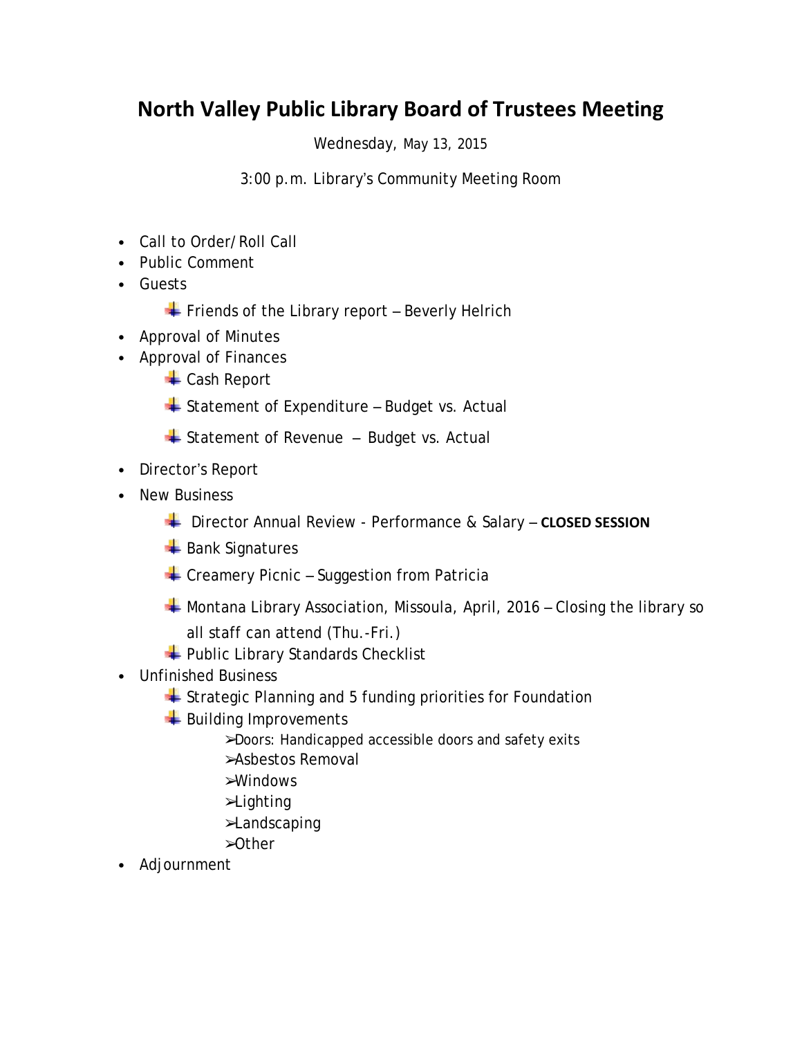# North Valley Public Library Board of Trustees Meeting

Wednesday, May 13, 2015

3:00 p.m. Library's Community Meeting Room

- Call to Order/Roll Call
- Public Comment
- Guests
  - Friends of the Library report – Beverly Helrich
- Approval of Minutes
- Approval of Finances
  - Cash Report
  - Statement of Expenditure – Budget vs. Actual
  - Statement of Revenue – Budget vs. Actual
- Director's Report
- New Business
  - Director Annual Review - Performance & Salary – **CLOSED SESSION**
  - Bank Signatures
  - Creamery Picnic – Suggestion from Patricia
  - Montana Library Association, Missoula, April, 2016 – Closing the library so all staff can attend (Thu.-Fri.)
  - Public Library Standards Checklist
- Unfinished Business
  - Strategic Planning and 5 funding priorities for Foundation
  - Building Improvements
    - Doors: Handicapped accessible doors and safety exits
    - Asbestos Removal
    - Windows
    - Lighting
    - Landscaping
    - Other
- Adjournment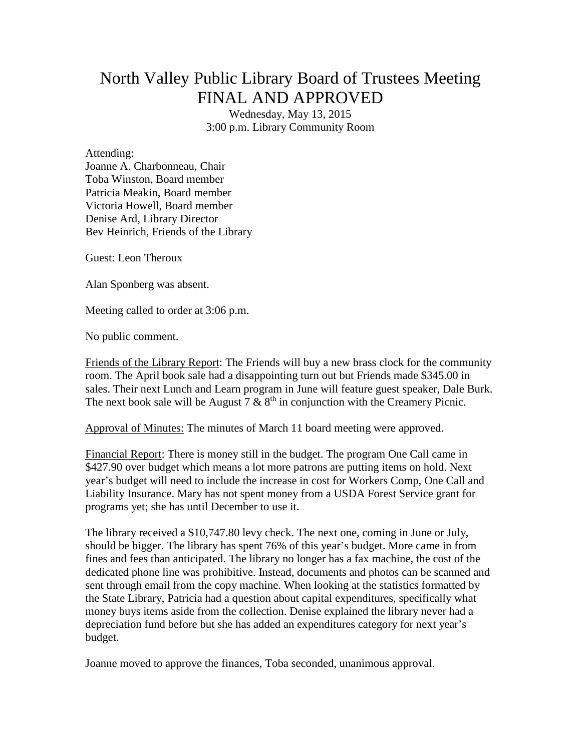# North Valley Public Library Board of Trustees Meeting FINAL AND APPROVED

Wednesday, May 13, 2015
3:00 p.m. Library Community Room

Attending:
Joanne A. Charbonneau, Chair
Toba Winston, Board member
Patricia Meakin, Board member
Victoria Howell, Board member
Denise Ard, Library Director
Bev Heinrich, Friends of the Library

Guest: Leon Theroux

Alan Sponberg was absent.

Meeting called to order at 3:06 p.m.

No public comment.

Friends of the Library Report: The Friends will buy a new brass clock for the community room. The April book sale had a disappointing turn out but Friends made $345.00 in sales. Their next Lunch and Learn program in June will feature guest speaker, Dale Burk. The next book sale will be August 7 & 8th in conjunction with the Creamery Picnic.

Approval of Minutes: The minutes of March 11 board meeting were approved.

Financial Report: There is money still in the budget. The program One Call came in $427.90 over budget which means a lot more patrons are putting items on hold. Next year's budget will need to include the increase in cost for Workers Comp, One Call and Liability Insurance. Mary has not spent money from a USDA Forest Service grant for programs yet; she has until December to use it.

The library received a $10,747.80 levy check. The next one, coming in June or July, should be bigger. The library has spent 76% of this year's budget. More came in from fines and fees than anticipated. The library no longer has a fax machine, the cost of the dedicated phone line was prohibitive. Instead, documents and photos can be scanned and sent through email from the copy machine. When looking at the statistics formatted by the State Library, Patricia had a question about capital expenditures, specifically what money buys items aside from the collection. Denise explained the library never had a depreciation fund before but she has added an expenditures category for next year's budget.

Joanne moved to approve the finances, Toba seconded, unanimous approval.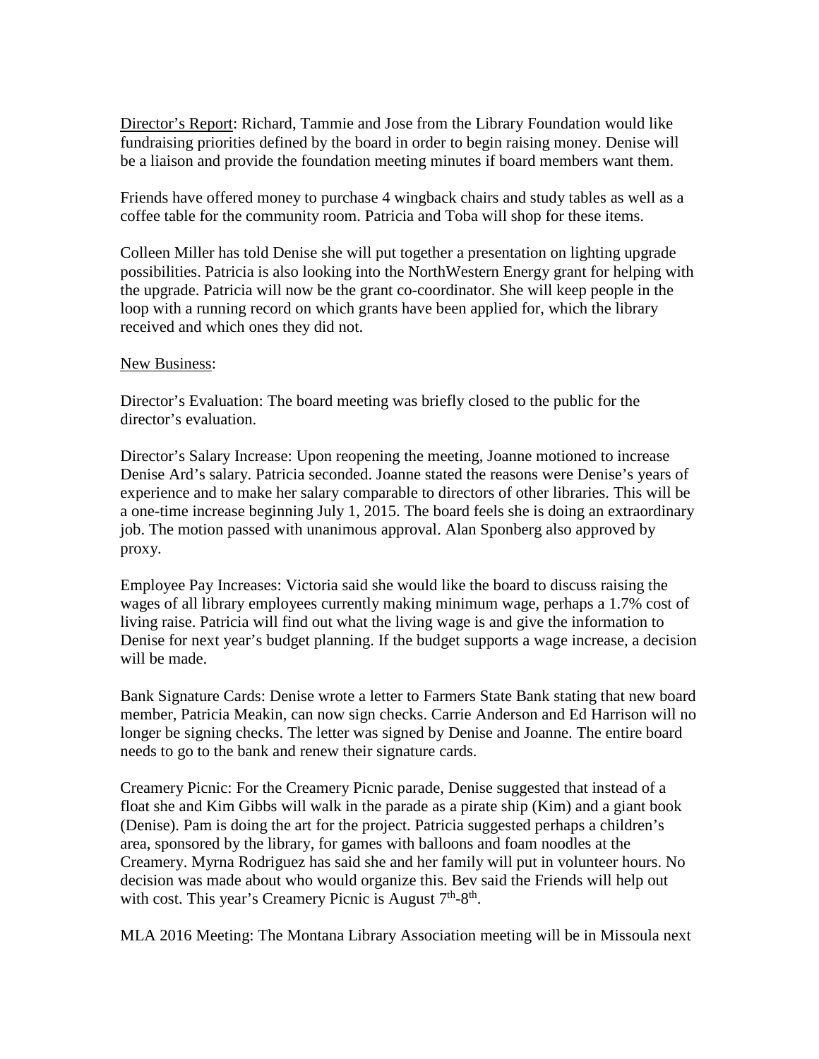Director's Report: Richard, Tammie and Jose from the Library Foundation would like fundraising priorities defined by the board in order to begin raising money. Denise will be a liaison and provide the foundation meeting minutes if board members want them.

Friends have offered money to purchase 4 wingback chairs and study tables as well as a coffee table for the community room. Patricia and Toba will shop for these items.

Colleen Miller has told Denise she will put together a presentation on lighting upgrade possibilities. Patricia is also looking into the NorthWestern Energy grant for helping with the upgrade. Patricia will now be the grant co-coordinator. She will keep people in the loop with a running record on which grants have been applied for, which the library received and which ones they did not.

New Business:

Director's Evaluation: The board meeting was briefly closed to the public for the director's evaluation.

Director's Salary Increase: Upon reopening the meeting, Joanne motioned to increase Denise Ard's salary. Patricia seconded. Joanne stated the reasons were Denise's years of experience and to make her salary comparable to directors of other libraries. This will be a one-time increase beginning July 1, 2015. The board feels she is doing an extraordinary job. The motion passed with unanimous approval. Alan Sponberg also approved by proxy.

Employee Pay Increases: Victoria said she would like the board to discuss raising the wages of all library employees currently making minimum wage, perhaps a 1.7% cost of living raise. Patricia will find out what the living wage is and give the information to Denise for next year's budget planning. If the budget supports a wage increase, a decision will be made.

Bank Signature Cards: Denise wrote a letter to Farmers State Bank stating that new board member, Patricia Meakin, can now sign checks. Carrie Anderson and Ed Harrison will no longer be signing checks. The letter was signed by Denise and Joanne. The entire board needs to go to the bank and renew their signature cards.

Creamery Picnic: For the Creamery Picnic parade, Denise suggested that instead of a float she and Kim Gibbs will walk in the parade as a pirate ship (Kim) and a giant book (Denise). Pam is doing the art for the project. Patricia suggested perhaps a children's area, sponsored by the library, for games with balloons and foam noodles at the Creamery. Myrna Rodriguez has said she and her family will put in volunteer hours. No decision was made about who would organize this. Bev said the Friends will help out with cost. This year's Creamery Picnic is August 7th-8th.

MLA 2016 Meeting: The Montana Library Association meeting will be in Missoula next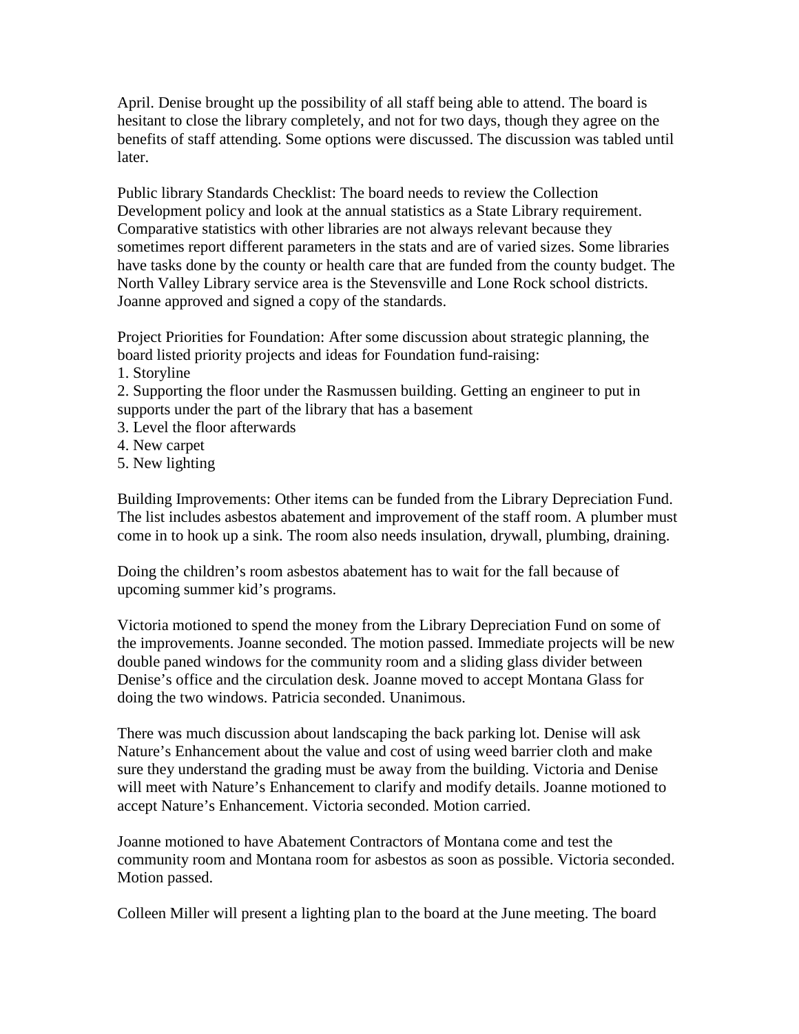April. Denise brought up the possibility of all staff being able to attend. The board is hesitant to close the library completely, and not for two days, though they agree on the benefits of staff attending. Some options were discussed. The discussion was tabled until later.

Public library Standards Checklist: The board needs to review the Collection Development policy and look at the annual statistics as a State Library requirement. Comparative statistics with other libraries are not always relevant because they sometimes report different parameters in the stats and are of varied sizes. Some libraries have tasks done by the county or health care that are funded from the county budget. The North Valley Library service area is the Stevensville and Lone Rock school districts. Joanne approved and signed a copy of the standards.

Project Priorities for Foundation: After some discussion about strategic planning, the board listed priority projects and ideas for Foundation fund-raising:

1. Storyline
2. Supporting the floor under the Rasmussen building. Getting an engineer to put in supports under the part of the library that has a basement
3. Level the floor afterwards
4. New carpet
5. New lighting

Building Improvements: Other items can be funded from the Library Depreciation Fund. The list includes asbestos abatement and improvement of the staff room. A plumber must come in to hook up a sink. The room also needs insulation, drywall, plumbing, draining.

Doing the children's room asbestos abatement has to wait for the fall because of upcoming summer kid's programs.

Victoria motioned to spend the money from the Library Depreciation Fund on some of the improvements. Joanne seconded. The motion passed. Immediate projects will be new double paned windows for the community room and a sliding glass divider between Denise's office and the circulation desk. Joanne moved to accept Montana Glass for doing the two windows. Patricia seconded. Unanimous.

There was much discussion about landscaping the back parking lot. Denise will ask Nature's Enhancement about the value and cost of using weed barrier cloth and make sure they understand the grading must be away from the building. Victoria and Denise will meet with Nature's Enhancement to clarify and modify details. Joanne motioned to accept Nature's Enhancement. Victoria seconded. Motion carried.

Joanne motioned to have Abatement Contractors of Montana come and test the community room and Montana room for asbestos as soon as possible. Victoria seconded. Motion passed.

Colleen Miller will present a lighting plan to the board at the June meeting. The board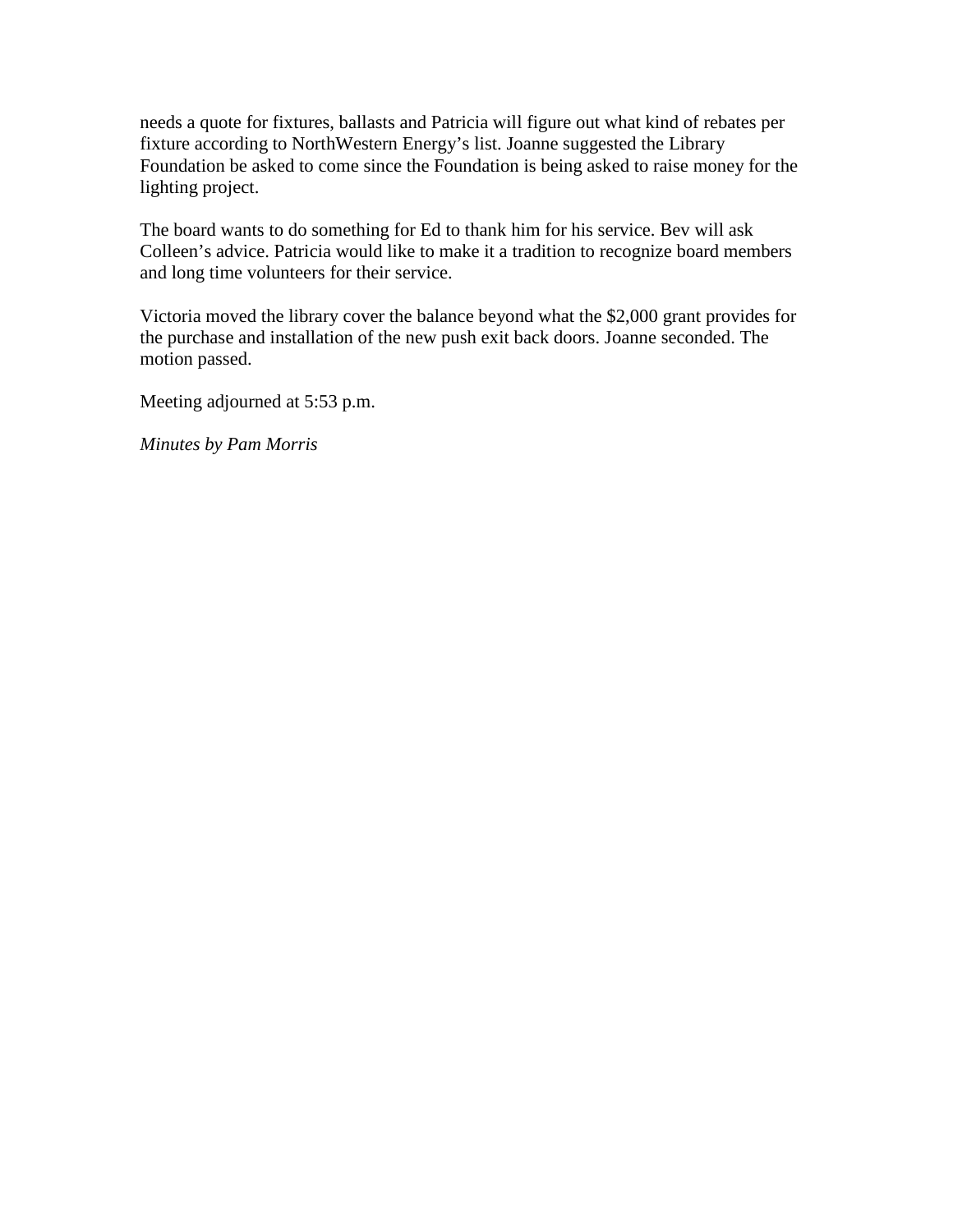needs a quote for fixtures, ballasts and Patricia will figure out what kind of rebates per fixture according to NorthWestern Energy's list. Joanne suggested the Library Foundation be asked to come since the Foundation is being asked to raise money for the lighting project.

The board wants to do something for Ed to thank him for his service. Bev will ask Colleen's advice. Patricia would like to make it a tradition to recognize board members and long time volunteers for their service.

Victoria moved the library cover the balance beyond what the $2,000 grant provides for the purchase and installation of the new push exit back doors. Joanne seconded. The motion passed.

Meeting adjourned at 5:53 p.m.

*Minutes by Pam Morris*